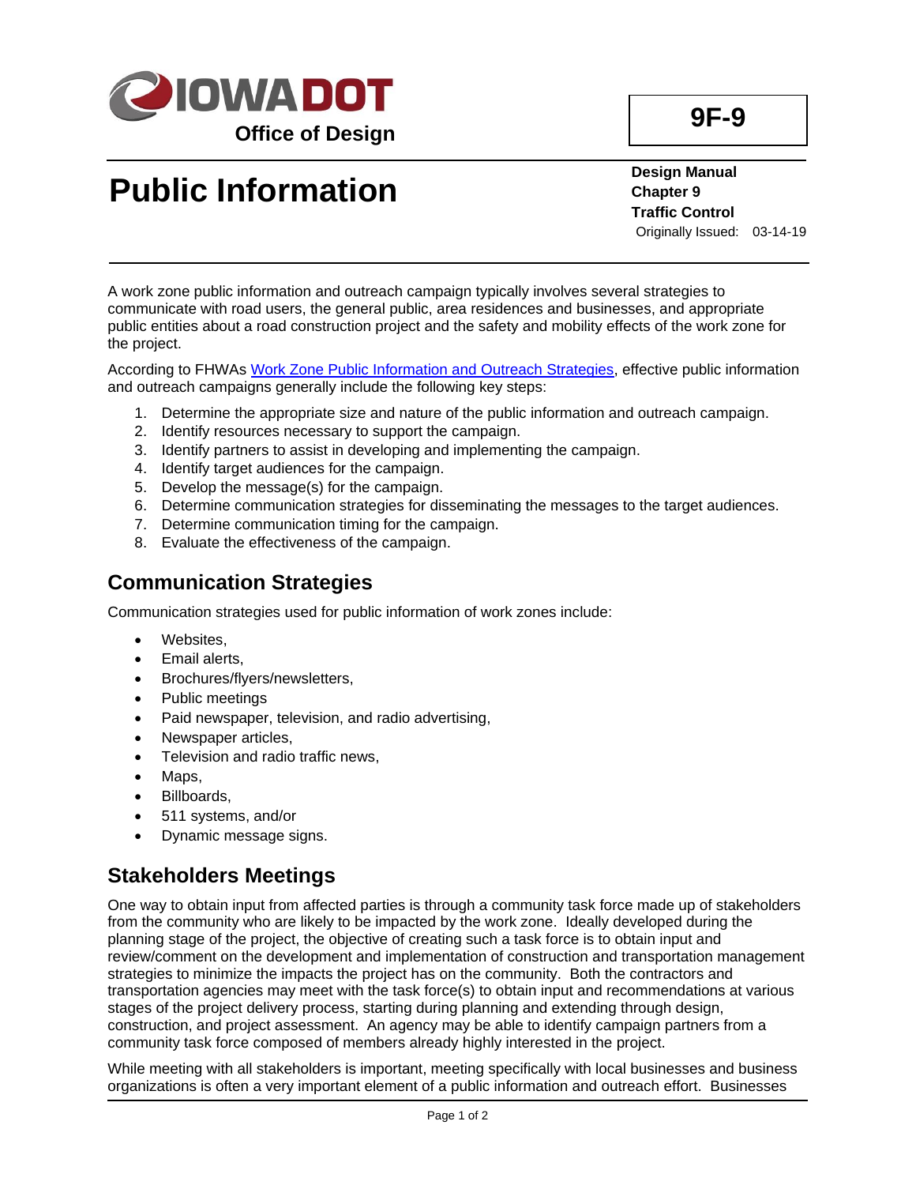IOWA DOT Office of Design

**9F-9**

# Public Information

**Design Manual**
**Chapter 9**
**Traffic Control**
Originally Issued: 03-14-19

A work zone public information and outreach campaign typically involves several strategies to communicate with road users, the general public, area residences and businesses, and appropriate public entities about a road construction project and the safety and mobility effects of the work zone for the project.

According to FHWAs [Work Zone Public Information and Outreach Strategies](), effective public information and outreach campaigns generally include the following key steps:

1. Determine the appropriate size and nature of the public information and outreach campaign.
2. Identify resources necessary to support the campaign.
3. Identify partners to assist in developing and implementing the campaign.
4. Identify target audiences for the campaign.
5. Develop the message(s) for the campaign.
6. Determine communication strategies for disseminating the messages to the target audiences.
7. Determine communication timing for the campaign.
8. Evaluate the effectiveness of the campaign.

## Communication Strategies

Communication strategies used for public information of work zones include:

- Websites,
- Email alerts,
- Brochures/flyers/newsletters,
- Public meetings
- Paid newspaper, television, and radio advertising,
- Newspaper articles,
- Television and radio traffic news,
- Maps,
- Billboards,
- 511 systems, and/or
- Dynamic message signs.

## Stakeholders Meetings

One way to obtain input from affected parties is through a community task force made up of stakeholders from the community who are likely to be impacted by the work zone. Ideally developed during the planning stage of the project, the objective of creating such a task force is to obtain input and review/comment on the development and implementation of construction and transportation management strategies to minimize the impacts the project has on the community. Both the contractors and transportation agencies may meet with the task force(s) to obtain input and recommendations at various stages of the project delivery process, starting during planning and extending through design, construction, and project assessment. An agency may be able to identify campaign partners from a community task force composed of members already highly interested in the project.

While meeting with all stakeholders is important, meeting specifically with local businesses and business organizations is often a very important element of a public information and outreach effort. Businesses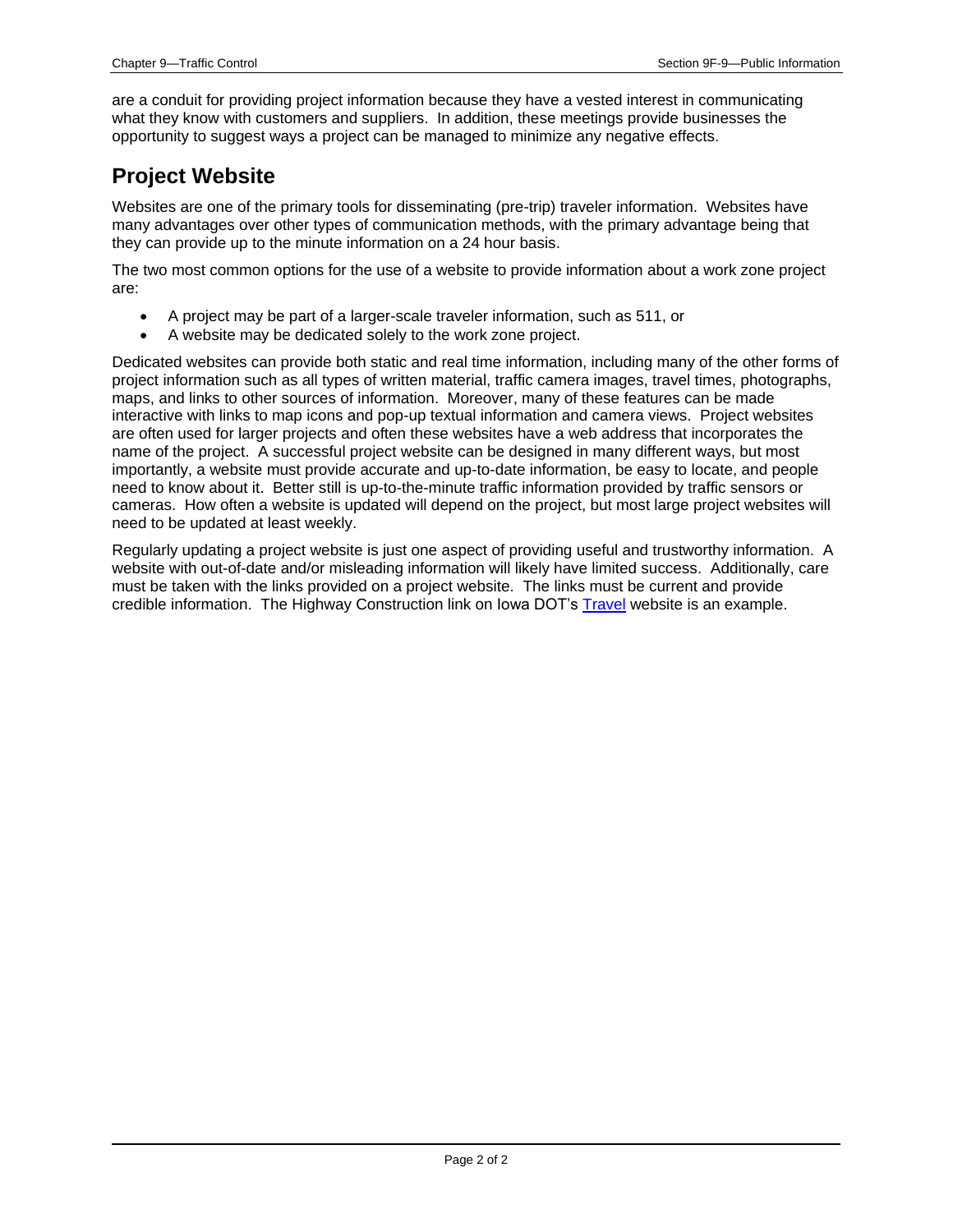are a conduit for providing project information because they have a vested interest in communicating what they know with customers and suppliers. In addition, these meetings provide businesses the opportunity to suggest ways a project can be managed to minimize any negative effects.

## Project Website

Websites are one of the primary tools for disseminating (pre-trip) traveler information. Websites have many advantages over other types of communication methods, with the primary advantage being that they can provide up to the minute information on a 24 hour basis.

The two most common options for the use of a website to provide information about a work zone project are:

- A project may be part of a larger-scale traveler information, such as 511, or
- A website may be dedicated solely to the work zone project.

Dedicated websites can provide both static and real time information, including many of the other forms of project information such as all types of written material, traffic camera images, travel times, photographs, maps, and links to other sources of information. Moreover, many of these features can be made interactive with links to map icons and pop-up textual information and camera views. Project websites are often used for larger projects and often these websites have a web address that incorporates the name of the project. A successful project website can be designed in many different ways, but most importantly, a website must provide accurate and up-to-date information, be easy to locate, and people need to know about it. Better still is up-to-the-minute traffic information provided by traffic sensors or cameras. How often a website is updated will depend on the project, but most large project websites will need to be updated at least weekly.

Regularly updating a project website is just one aspect of providing useful and trustworthy information. A website with out-of-date and/or misleading information will likely have limited success. Additionally, care must be taken with the links provided on a project website. The links must be current and provide credible information. The Highway Construction link on Iowa DOT's Travel website is an example.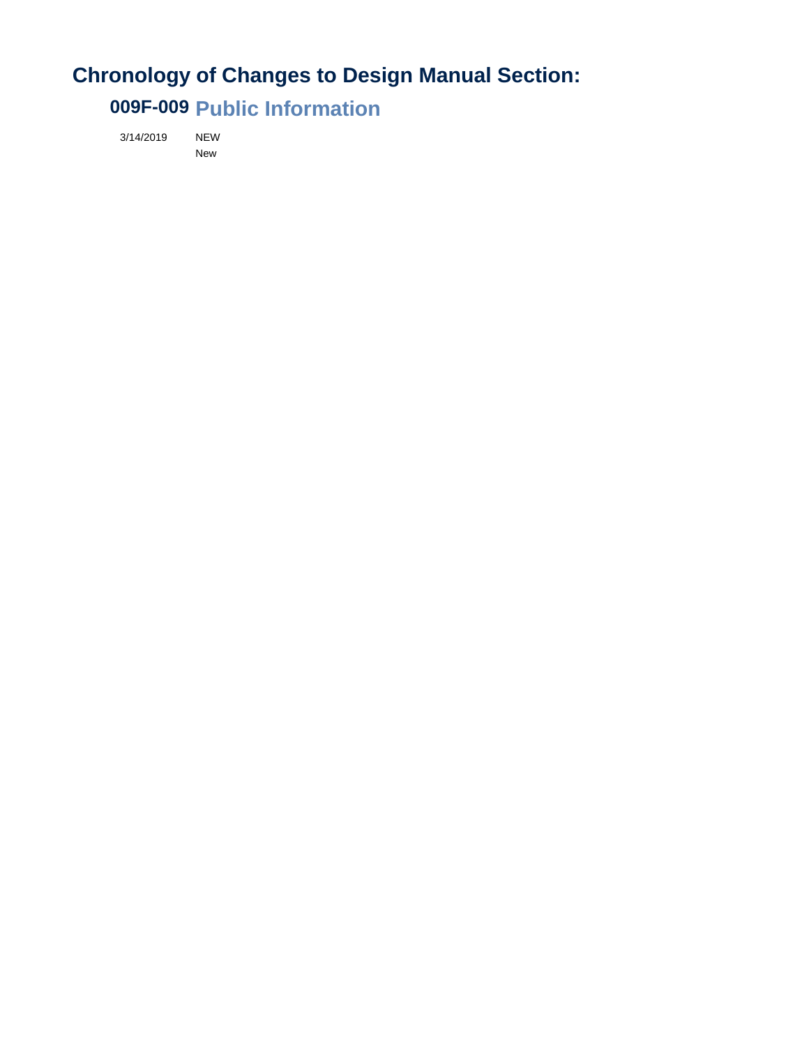# Chronology of Changes to Design Manual Section:

## 009F-009 Public Information

3/14/2019 NEW

New